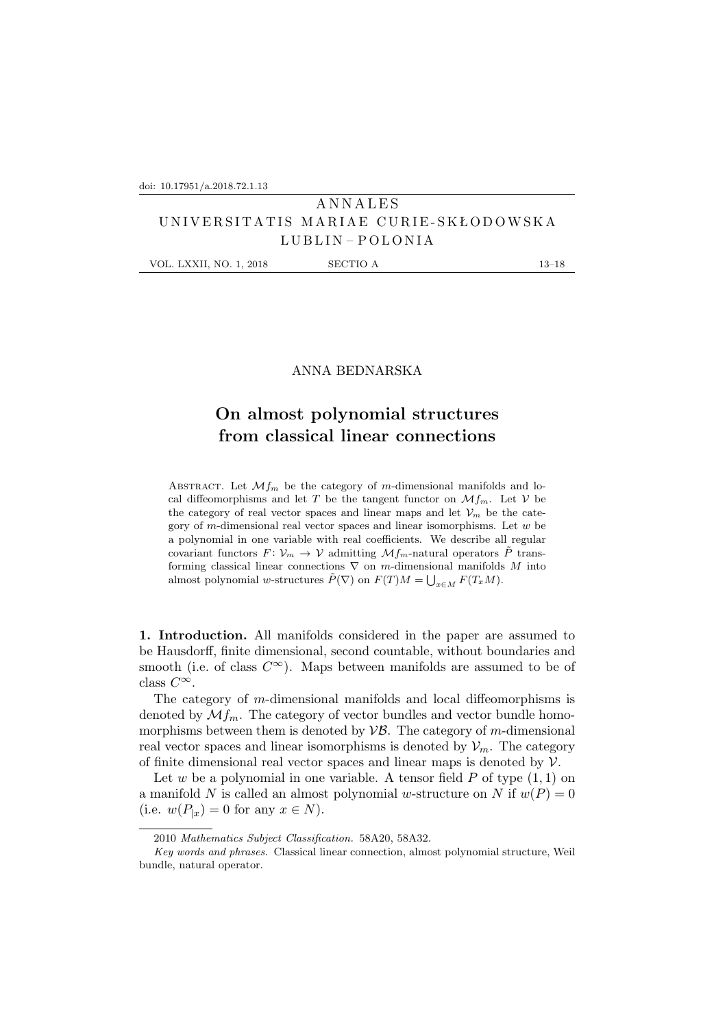doi: 10.17951/a.2018.72.1.13

ANNALES
UNIVERSITATIS MARIAE CURIE-SKŁODOWSKA
LUBLIN – POLONIA

ANNA BEDNARSKA

# On almost polynomial structures from classical linear connections

Abstract. Let $\mathcal{M}f_m$ be the category of $m$-dimensional manifolds and local diffeomorphisms and let $T$ be the tangent functor on $\mathcal{M}f_m$. Let $\mathcal{V}$ be the category of real vector spaces and linear maps and let $\mathcal{V}_m$ be the category of $m$-dimensional real vector spaces and linear isomorphisms. Let $w$ be a polynomial in one variable with real coefficients. We describe all regular covariant functors $F\colon \mathcal{V}_m \to \mathcal{V}$ admitting $\mathcal{M}f_m$-natural operators $\tilde{P}$ transforming classical linear connections $\nabla$ on $m$-dimensional manifolds $M$ into almost polynomial $w$-structures $\tilde{P}(\nabla)$ on $F(T)M = \bigcup_{x\in M} F(T_xM)$.

**1. Introduction.** All manifolds considered in the paper are assumed to be Hausdorff, finite dimensional, second countable, without boundaries and smooth (i.e. of class $C^\infty$). Maps between manifolds are assumed to be of class $C^\infty$.

The category of $m$-dimensional manifolds and local diffeomorphisms is denoted by $\mathcal{M}f_m$. The category of vector bundles and vector bundle homomorphisms between them is denoted by $\mathcal{VB}$. The category of $m$-dimensional real vector spaces and linear isomorphisms is denoted by $\mathcal{V}_m$. The category of finite dimensional real vector spaces and linear maps is denoted by $\mathcal{V}$.

Let $w$ be a polynomial in one variable. A tensor field $P$ of type $(1,1)$ on a manifold $N$ is called an almost polynomial $w$-structure on $N$ if $w(P) = 0$ (i.e. $w(P_{|x}) = 0$ for any $x \in N$).

2010 *Mathematics Subject Classification.* 58A20, 58A32.

*Key words and phrases.* Classical linear connection, almost polynomial structure, Weil bundle, natural operator.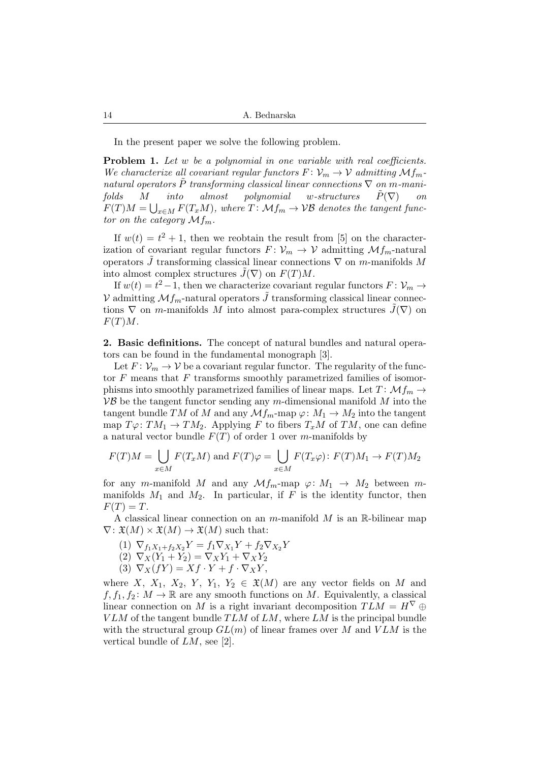In the present paper we solve the following problem.

**Problem 1.** *Let $w$ be a polynomial in one variable with real coefficients. We characterize all covariant regular functors $F\colon \mathcal{V}_m \to \mathcal{V}$ admitting $\mathcal{M}f_m$-natural operators $\tilde{P}$ transforming classical linear connections $\nabla$ on $m$-manifolds $M$ into almost polynomial $w$-structures $\tilde{P}(\nabla)$ on $F(T)M = \bigcup_{x\in M} F(T_xM)$, where $T\colon \mathcal{M}f_m \to \mathcal{VB}$ denotes the tangent functor on the category $\mathcal{M}f_m$.*

If $w(t) = t^2 + 1$, then we reobtain the result from [5] on the characterization of covariant regular functors $F\colon \mathcal{V}_m \to \mathcal{V}$ admitting $\mathcal{M}f_m$-natural operators $\tilde{J}$ transforming classical linear connections $\nabla$ on $m$-manifolds $M$ into almost complex structures $\tilde{J}(\nabla)$ on $F(T)M$.

If $w(t) = t^2 - 1$, then we characterize covariant regular functors $F\colon \mathcal{V}_m \to \mathcal{V}$ admitting $\mathcal{M}f_m$-natural operators $\tilde{J}$ transforming classical linear connections $\nabla$ on $m$-manifolds $M$ into almost para-complex structures $\tilde{J}(\nabla)$ on $F(T)M$.

**2. Basic definitions.** The concept of natural bundles and natural operators can be found in the fundamental monograph [3].

Let $F\colon \mathcal{V}_m \to \mathcal{V}$ be a covariant regular functor. The regularity of the functor $F$ means that $F$ transforms smoothly parametrized families of isomorphisms into smoothly parametrized families of linear maps. Let $T\colon \mathcal{M}f_m \to \mathcal{VB}$ be the tangent functor sending any $m$-dimensional manifold $M$ into the tangent bundle $TM$ of $M$ and any $\mathcal{M}f_m$-map $\varphi\colon M_1 \to M_2$ into the tangent map $T\varphi\colon TM_1 \to TM_2$. Applying $F$ to fibers $T_xM$ of $TM$, one can define a natural vector bundle $F(T)$ of order 1 over $m$-manifolds by

$$F(T)M = \bigcup_{x\in M} F(T_xM) \text{ and } F(T)\varphi = \bigcup_{x\in M} F(T_x\varphi)\colon F(T)M_1 \to F(T)M_2$$

for any $m$-manifold $M$ and any $\mathcal{M}f_m$-map $\varphi\colon M_1 \to M_2$ between $m$-manifolds $M_1$ and $M_2$. In particular, if $F$ is the identity functor, then $F(T) = T$.

A classical linear connection on an $m$-manifold $M$ is an $\mathbb{R}$-bilinear map $\nabla\colon \mathfrak{X}(M) \times \mathfrak{X}(M) \to \mathfrak{X}(M)$ such that:

(1) $\nabla_{f_1X_1+f_2X_2}Y = f_1\nabla_{X_1}Y + f_2\nabla_{X_2}Y$

(2) $\nabla_X(Y_1 + Y_2) = \nabla_XY_1 + \nabla_XY_2$

(3) $\nabla_X(fY) = Xf \cdot Y + f \cdot \nabla_XY$,

where $X$, $X_1$, $X_2$, $Y$, $Y_1$, $Y_2 \in \mathfrak{X}(M)$ are any vector fields on $M$ and $f, f_1, f_2\colon M \to \mathbb{R}$ are any smooth functions on $M$. Equivalently, a classical linear connection on $M$ is a right invariant decomposition $TLM = H^\nabla \oplus VLM$ of the tangent bundle $TLM$ of $LM$, where $LM$ is the principal bundle with the structural group $GL(m)$ of linear frames over $M$ and $VLM$ is the vertical bundle of $LM$, see [2].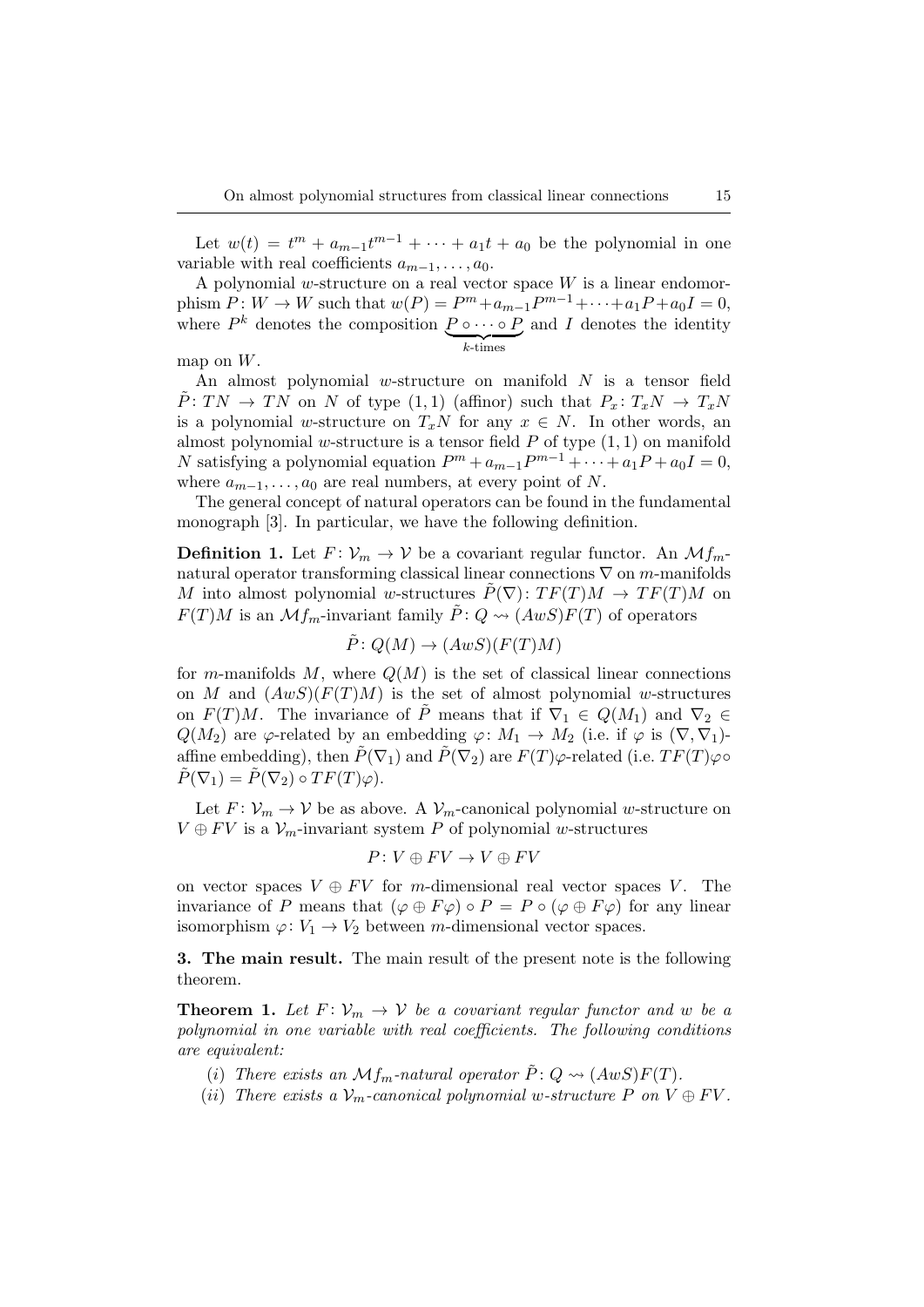Let $w(t) = t^m + a_{m-1}t^{m-1} + \cdots + a_1 t + a_0$ be the polynomial in one variable with real coefficients $a_{m-1}, \ldots, a_0$.

A polynomial $w$-structure on a real vector space $W$ is a linear endomorphism $P\colon W \to W$ such that $w(P) = P^m + a_{m-1}P^{m-1} + \cdots + a_1 P + a_0 I = 0$, where $P^k$ denotes the composition $\underbrace{P \circ \cdots \circ P}_{k\text{-times}}$ and $I$ denotes the identity map on $W$.

An almost polynomial $w$-structure on manifold $N$ is a tensor field $\tilde{P}\colon TN \to TN$ on $N$ of type $(1,1)$ (affinor) such that $P_x\colon T_xN \to T_xN$ is a polynomial $w$-structure on $T_xN$ for any $x \in N$. In other words, an almost polynomial $w$-structure is a tensor field $P$ of type $(1,1)$ on manifold $N$ satisfying a polynomial equation $P^m + a_{m-1}P^{m-1} + \cdots + a_1 P + a_0 I = 0$, where $a_{m-1}, \ldots, a_0$ are real numbers, at every point of $N$.

The general concept of natural operators can be found in the fundamental monograph [3]. In particular, we have the following definition.

**Definition 1.** Let $F\colon \mathcal{V}_m \to \mathcal{V}$ be a covariant regular functor. An $\mathcal{M}f_m$-natural operator transforming classical linear connections $\nabla$ on $m$-manifolds $M$ into almost polynomial $w$-structures $\tilde{P}(\nabla)\colon TF(T)M \to TF(T)M$ on $F(T)M$ is an $\mathcal{M}f_m$-invariant family $\tilde{P}\colon Q \rightsquigarrow (AwS)F(T)$ of operators

$$\tilde{P}\colon Q(M) \to (AwS)(F(T)M)$$

for $m$-manifolds $M$, where $Q(M)$ is the set of classical linear connections on $M$ and $(AwS)(F(T)M)$ is the set of almost polynomial $w$-structures on $F(T)M$. The invariance of $\tilde{P}$ means that if $\nabla_1 \in Q(M_1)$ and $\nabla_2 \in Q(M_2)$ are $\varphi$-related by an embedding $\varphi\colon M_1 \to M_2$ (i.e. if $\varphi$ is $(\nabla, \nabla_1)$-affine embedding), then $\tilde{P}(\nabla_1)$ and $\tilde{P}(\nabla_2)$ are $F(T)\varphi$-related (i.e. $TF(T)\varphi \circ \tilde{P}(\nabla_1) = \tilde{P}(\nabla_2) \circ TF(T)\varphi$).

Let $F\colon \mathcal{V}_m \to \mathcal{V}$ be as above. A $\mathcal{V}_m$-canonical polynomial $w$-structure on $V \oplus FV$ is a $\mathcal{V}_m$-invariant system $P$ of polynomial $w$-structures

$$P\colon V \oplus FV \to V \oplus FV$$

on vector spaces $V \oplus FV$ for $m$-dimensional real vector spaces $V$. The invariance of $P$ means that $(\varphi \oplus F\varphi) \circ P = P \circ (\varphi \oplus F\varphi)$ for any linear isomorphism $\varphi\colon V_1 \to V_2$ between $m$-dimensional vector spaces.

**3. The main result.** The main result of the present note is the following theorem.

**Theorem 1.** *Let $F\colon \mathcal{V}_m \to \mathcal{V}$ be a covariant regular functor and $w$ be a polynomial in one variable with real coefficients. The following conditions are equivalent:*

- (*i*) *There exists an $\mathcal{M}f_m$-natural operator $\tilde{P}\colon Q \rightsquigarrow (AwS)F(T)$.*
- (*ii*) *There exists a $\mathcal{V}_m$-canonical polynomial $w$-structure $P$ on $V \oplus FV$.*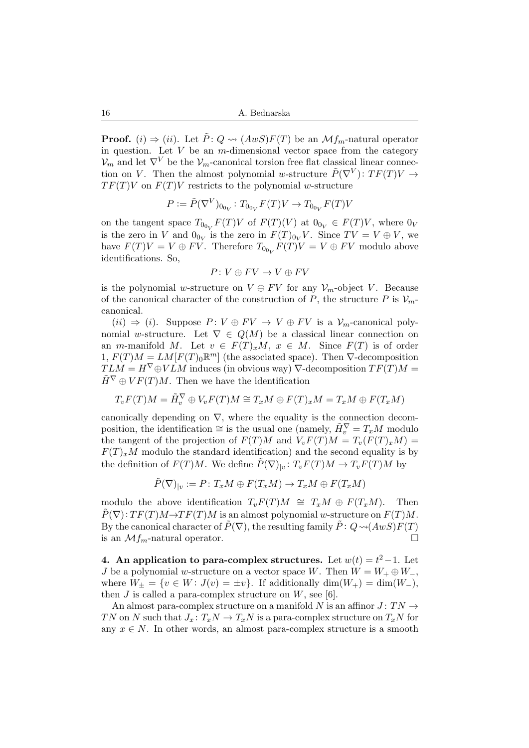**Proof.** $(i) \Rightarrow (ii)$. Let $\tilde{P}\colon Q \rightsquigarrow (AwS)F(T)$ be an $\mathcal{M}f_m$-natural operator in question. Let $V$ be an $m$-dimensional vector space from the category $\mathcal{V}_m$ and let $\nabla^V$ be the $\mathcal{V}_m$-canonical torsion free flat classical linear connection on $V$. Then the almost polynomial $w$-structure $\tilde{P}(\nabla^V)\colon TF(T)V \to TF(T)V$ on $F(T)V$ restricts to the polynomial $w$-structure

$$P := \tilde{P}(\nabla^V)_{0_{0_V}} : T_{0_{0_V}} F(T)V \to T_{0_{0_V}} F(T)V$$

on the tangent space $T_{0_{0_V}} F(T)V$ of $F(T)(V)$ at $0_{0_V} \in F(T)V$, where $0_V$ is the zero in $V$ and $0_{0_V}$ is the zero in $F(T)_{0_V}V$. Since $TV = V \oplus V$, we have $F(T)V = V \oplus FV$. Therefore $T_{0_{0_V}} F(T)V = V \oplus FV$ modulo above identifications. So,

$$P\colon V \oplus FV \to V \oplus FV$$

is the polynomial $w$-structure on $V \oplus FV$ for any $\mathcal{V}_m$-object $V$. Because of the canonical character of the construction of $P$, the structure $P$ is $\mathcal{V}_m$-canonical.

$(ii) \Rightarrow (i)$. Suppose $P\colon V \oplus FV \to V \oplus FV$ is a $\mathcal{V}_m$-canonical polynomial $w$-structure. Let $\nabla \in Q(M)$ be a classical linear connection on an $m$-manifold $M$. Let $v \in F(T)_xM$, $x \in M$. Since $F(T)$ is of order 1, $F(T)M = LM[F(T)_0\mathbb{R}^m]$ (the associated space). Then $\nabla$-decomposition $TLM = H^\nabla \oplus VLM$ induces (in obvious way) $\nabla$-decomposition $TF(T)M = \tilde{H}^\nabla \oplus VF(T)M$. Then we have the identification

$$T_vF(T)M = \tilde{H}^\nabla_v \oplus V_vF(T)M \cong T_xM \oplus F(T)_xM = T_xM \oplus F(T_xM)$$

canonically depending on $\nabla$, where the equality is the connection decomposition, the identification $\cong$ is the usual one (namely, $\tilde{H}^\nabla_v = T_xM$ modulo the tangent of the projection of $F(T)M$ and $V_vF(T)M = T_v(F(T)_xM) = F(T)_xM$ modulo the standard identification) and the second equality is by the definition of $F(T)M$. We define $\tilde{P}(\nabla)_{|v}\colon T_vF(T)M \to T_vF(T)M$ by

$$\tilde{P}(\nabla)_{|v} := P\colon T_xM \oplus F(T_xM) \to T_xM \oplus F(T_xM)$$

modulo the above identification $T_vF(T)M \cong T_xM \oplus F(T_xM)$. Then $\tilde{P}(\nabla)\colon TF(T)M \to TF(T)M$ is an almost polynomial $w$-structure on $F(T)M$. By the canonical character of $\tilde{P}(\nabla)$, the resulting family $\tilde{P}\colon Q \rightsquigarrow (AwS)F(T)$ is an $\mathcal{M}f_m$-natural operator. □

**4. An application to para-complex structures.** Let $w(t) = t^2 - 1$. Let $J$ be a polynomial $w$-structure on a vector space $W$. Then $W = W_+ \oplus W_-$, where $W_\pm = \{v \in W : J(v) = \pm v\}$. If additionally $\dim(W_+) = \dim(W_-)$, then $J$ is called a para-complex structure on $W$, see [6].

An almost para-complex structure on a manifold $N$ is an affinor $J\colon TN \to TN$ on $N$ such that $J_x\colon T_xN \to T_xN$ is a para-complex structure on $T_xN$ for any $x \in N$. In other words, an almost para-complex structure is a smooth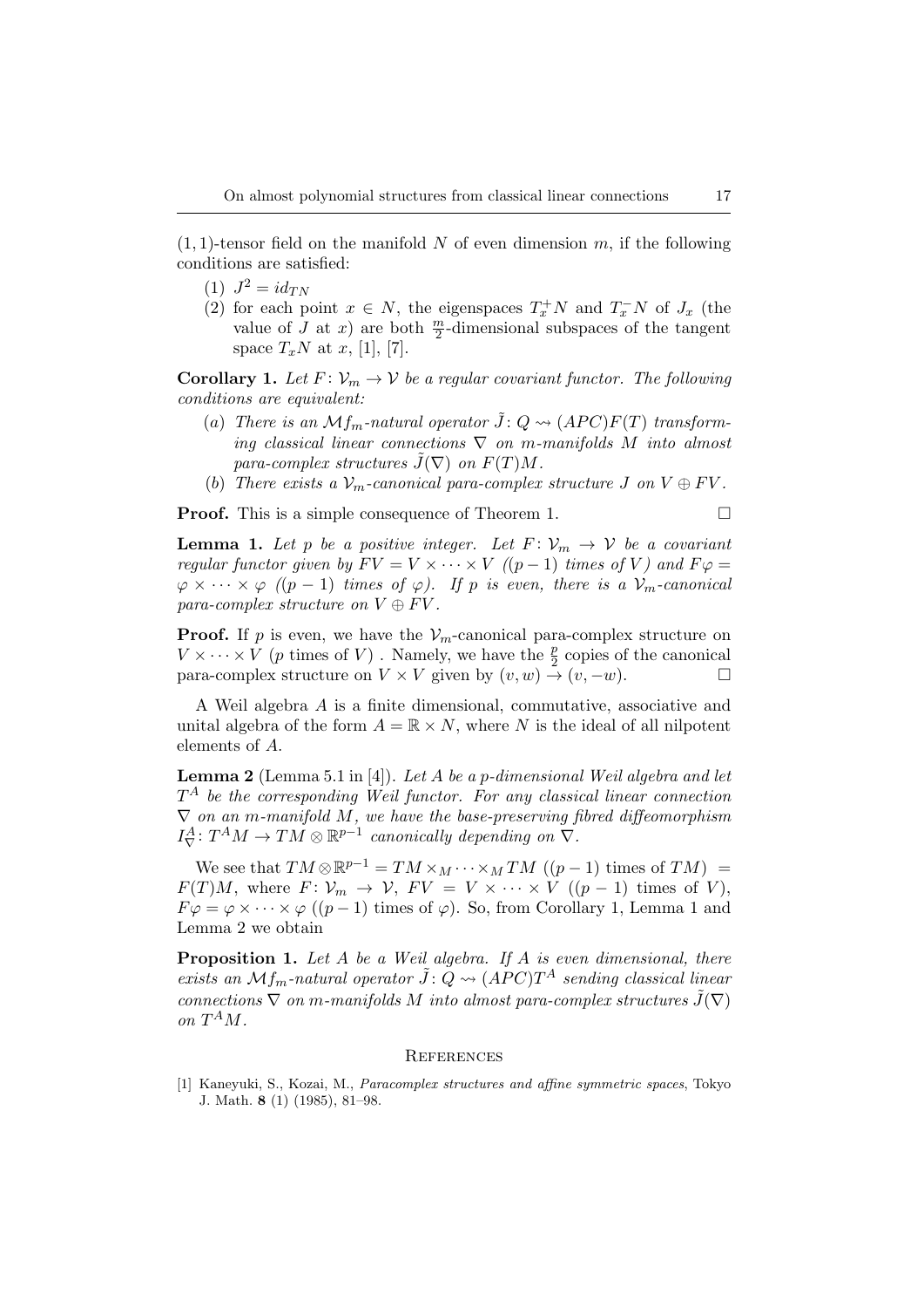$(1,1)$-tensor field on the manifold $N$ of even dimension $m$, if the following conditions are satisfied:

1. $J^2 = id_{TN}$
2. for each point $x \in N$, the eigenspaces $T^+_x N$ and $T^-_x N$ of $J_x$ (the value of $J$ at $x$) are both $\frac{m}{2}$-dimensional subspaces of the tangent space $T_x N$ at $x$, [1], [7].

**Corollary 1.** *Let $F\colon \mathcal{V}_m \to \mathcal{V}$ be a regular covariant functor. The following conditions are equivalent:*

(a) *There is an $\mathcal{M}f_m$-natural operator $\tilde{J}\colon Q \rightsquigarrow (APC)F(T)$ transforming classical linear connections $\nabla$ on $m$-manifolds $M$ into almost para-complex structures $\tilde{J}(\nabla)$ on $F(T)M$.*

(b) *There exists a $\mathcal{V}_m$-canonical para-complex structure $J$ on $V \oplus FV$.*

**Proof.** This is a simple consequence of Theorem 1. $\square$

**Lemma 1.** *Let $p$ be a positive integer. Let $F\colon \mathcal{V}_m \to \mathcal{V}$ be a covariant regular functor given by $FV = V \times \cdots \times V$ ($(p-1)$ times of $V$) and $F\varphi = \varphi \times \cdots \times \varphi$ ($(p-1)$ times of $\varphi$). If $p$ is even, there is a $\mathcal{V}_m$-canonical para-complex structure on $V \oplus FV$.*

**Proof.** If $p$ is even, we have the $\mathcal{V}_m$-canonical para-complex structure on $V \times \cdots \times V$ ($p$ times of $V$) . Namely, we have the $\frac{p}{2}$ copies of the canonical para-complex structure on $V \times V$ given by $(v, w) \to (v, -w)$. $\square$

A Weil algebra $A$ is a finite dimensional, commutative, associative and unital algebra of the form $A = \mathbb{R} \times N$, where $N$ is the ideal of all nilpotent elements of $A$.

**Lemma 2** (Lemma 5.1 in [4]). *Let $A$ be a $p$-dimensional Weil algebra and let $T^A$ be the corresponding Weil functor. For any classical linear connection $\nabla$ on an $m$-manifold $M$, we have the base-preserving fibred diffeomorphism $I^A_\nabla\colon T^A M \to TM \otimes \mathbb{R}^{p-1}$ canonically depending on $\nabla$.*

We see that $TM \otimes \mathbb{R}^{p-1} = TM \times_M \cdots \times_M TM$ ($(p-1)$ times of $TM$) $= F(T)M$, where $F\colon \mathcal{V}_m \to \mathcal{V}$, $FV = V \times \cdots \times V$ ($(p-1)$ times of $V$), $F\varphi = \varphi \times \cdots \times \varphi$ ($(p-1)$ times of $\varphi$). So, from Corollary 1, Lemma 1 and Lemma 2 we obtain

**Proposition 1.** *Let $A$ be a Weil algebra. If $A$ is even dimensional, there exists an $\mathcal{M}f_m$-natural operator $\tilde{J}\colon Q \rightsquigarrow (APC)T^A$ sending classical linear connections $\nabla$ on $m$-manifolds $M$ into almost para-complex structures $\tilde{J}(\nabla)$ on $T^A M$.*

## References

[1] Kaneyuki, S., Kozai, M., *Paracomplex structures and affine symmetric spaces*, Tokyo J. Math. **8** (1) (1985), 81–98.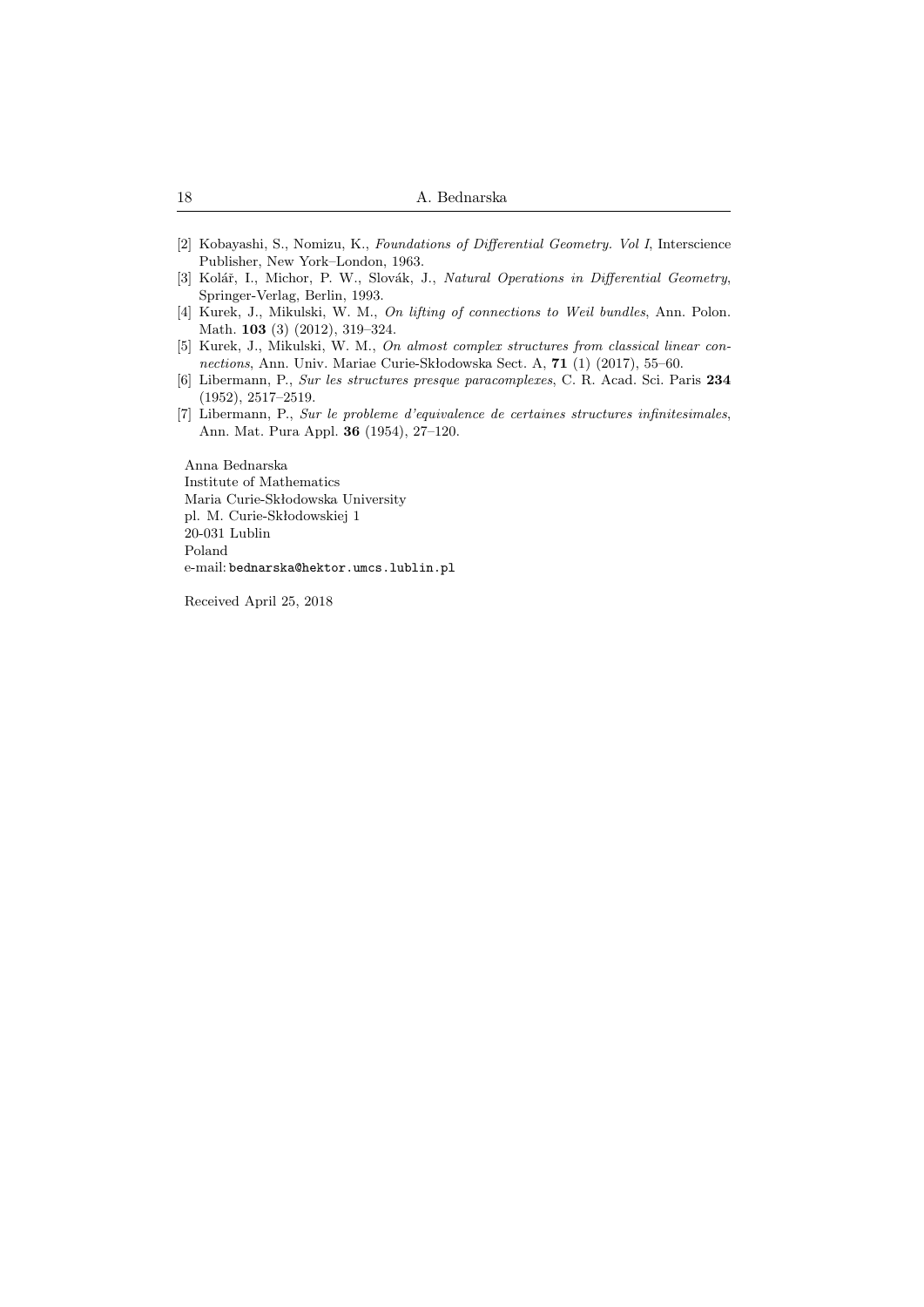[2] Kobayashi, S., Nomizu, K., *Foundations of Differential Geometry. Vol I*, Interscience Publisher, New York–London, 1963.

[3] Kolář, I., Michor, P. W., Slovák, J., *Natural Operations in Differential Geometry*, Springer-Verlag, Berlin, 1993.

[4] Kurek, J., Mikulski, W. M., *On lifting of connections to Weil bundles*, Ann. Polon. Math. **103** (3) (2012), 319–324.

[5] Kurek, J., Mikulski, W. M., *On almost complex structures from classical linear connections*, Ann. Univ. Mariae Curie-Skłodowska Sect. A, **71** (1) (2017), 55–60.

[6] Libermann, P., *Sur les structures presque paracomplexes*, C. R. Acad. Sci. Paris **234** (1952), 2517–2519.

[7] Libermann, P., *Sur le probleme d'equivalence de certaines structures infinitesimales*, Ann. Mat. Pura Appl. **36** (1954), 27–120.

Anna Bednarska
Institute of Mathematics
Maria Curie-Skłodowska University
pl. M. Curie-Skłodowskiej 1
20-031 Lublin
Poland
e-mail: bednarska@hektor.umcs.lublin.pl

Received April 25, 2018